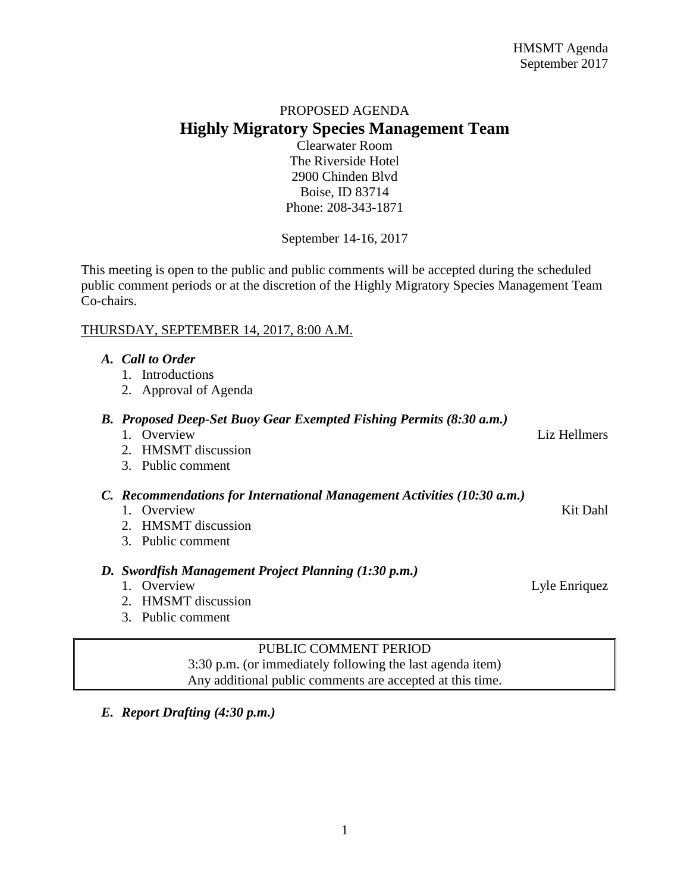PROPOSED AGENDA

# Highly Migratory Species Management Team

Clearwater Room
The Riverside Hotel
2900 Chinden Blvd
Boise, ID 83714
Phone: 208-343-1871

September 14-16, 2017

This meeting is open to the public and public comments will be accepted during the scheduled public comment periods or at the discretion of the Highly Migratory Species Management Team Co-chairs.

<u>THURSDAY, SEPTEMBER 14, 2017, 8:00 A.M.</u>

***A. Call to Order***

1. Introductions
2. Approval of Agenda

***B. Proposed Deep-Set Buoy Gear Exempted Fishing Permits (8:30 a.m.)***

1. Overview — Liz Hellmers
2. HMSMT discussion
3. Public comment

***C. Recommendations for International Management Activities (10:30 a.m.)***

1. Overview — Kit Dahl
2. HMSMT discussion
3. Public comment

***D. Swordfish Management Project Planning (1:30 p.m.)***

1. Overview — Lyle Enriquez
2. HMSMT discussion
3. Public comment

| PUBLIC COMMENT PERIOD |
| --- |
| 3:30 p.m. (or immediately following the last agenda item)<br>Any additional public comments are accepted at this time. |

***E. Report Drafting (4:30 p.m.)***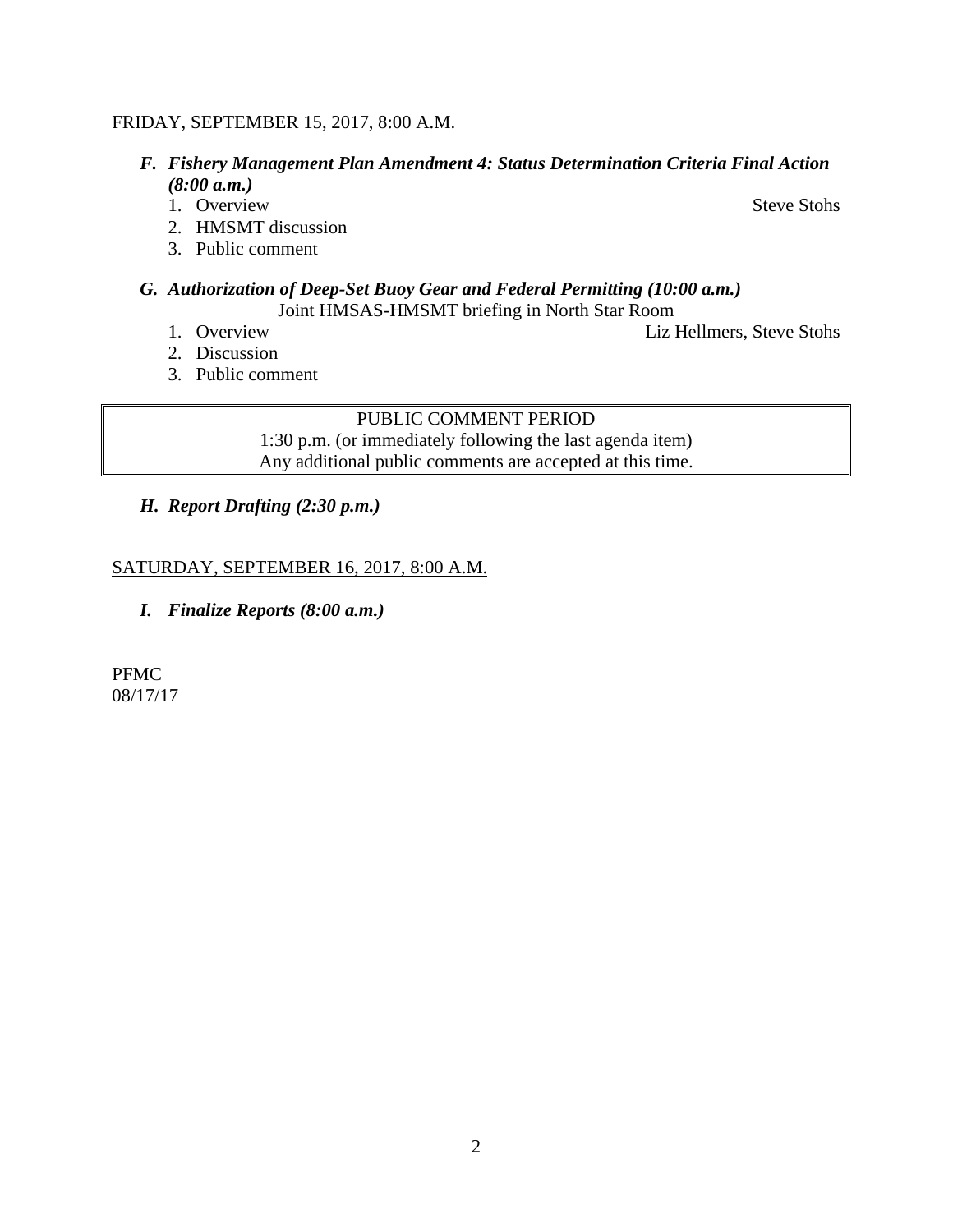FRIDAY, SEPTEMBER 15, 2017, 8:00 A.M.

***F. Fishery Management Plan Amendment 4: Status Determination Criteria Final Action (8:00 a.m.)***

1. Overview — Steve Stohs
2. HMSMT discussion
3. Public comment

***G. Authorization of Deep-Set Buoy Gear and Federal Permitting (10:00 a.m.)***

Joint HMSAS-HMSMT briefing in North Star Room

1. Overview — Liz Hellmers, Steve Stohs
2. Discussion
3. Public comment

PUBLIC COMMENT PERIOD
1:30 p.m. (or immediately following the last agenda item)
Any additional public comments are accepted at this time.

***H. Report Drafting (2:30 p.m.)***

SATURDAY, SEPTEMBER 16, 2017, 8:00 A.M.

***I. Finalize Reports (8:00 a.m.)***

PFMC
08/17/17